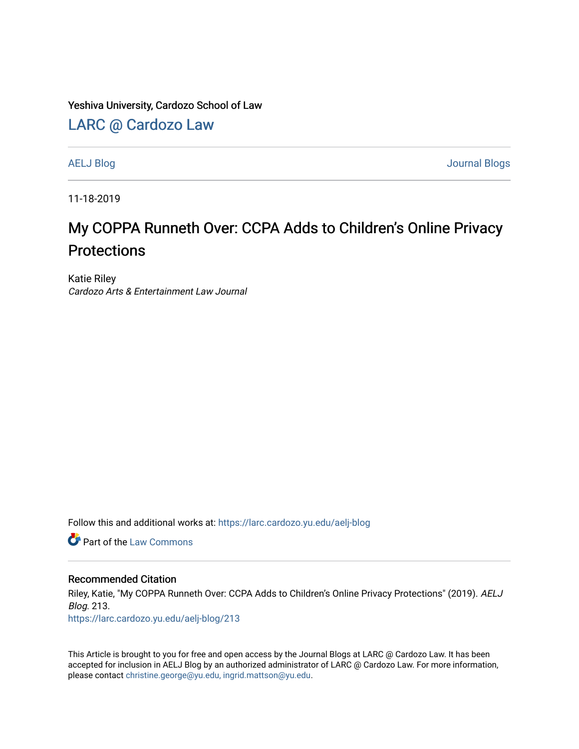Yeshiva University, Cardozo School of Law

## LARC @ Cardozo Law

AELJ Blog | Journal Blogs

11-18-2019

# My COPPA Runneth Over: CCPA Adds to Children's Online Privacy Protections

Katie Riley
*Cardozo Arts & Entertainment Law Journal*

Follow this and additional works at: https://larc.cardozo.yu.edu/aelj-blog

Part of the Law Commons

### Recommended Citation

Riley, Katie, "My COPPA Runneth Over: CCPA Adds to Children's Online Privacy Protections" (2019). *AELJ Blog*. 213.
https://larc.cardozo.yu.edu/aelj-blog/213

This Article is brought to you for free and open access by the Journal Blogs at LARC @ Cardozo Law. It has been accepted for inclusion in AELJ Blog by an authorized administrator of LARC @ Cardozo Law. For more information, please contact christine.george@yu.edu, ingrid.mattson@yu.edu.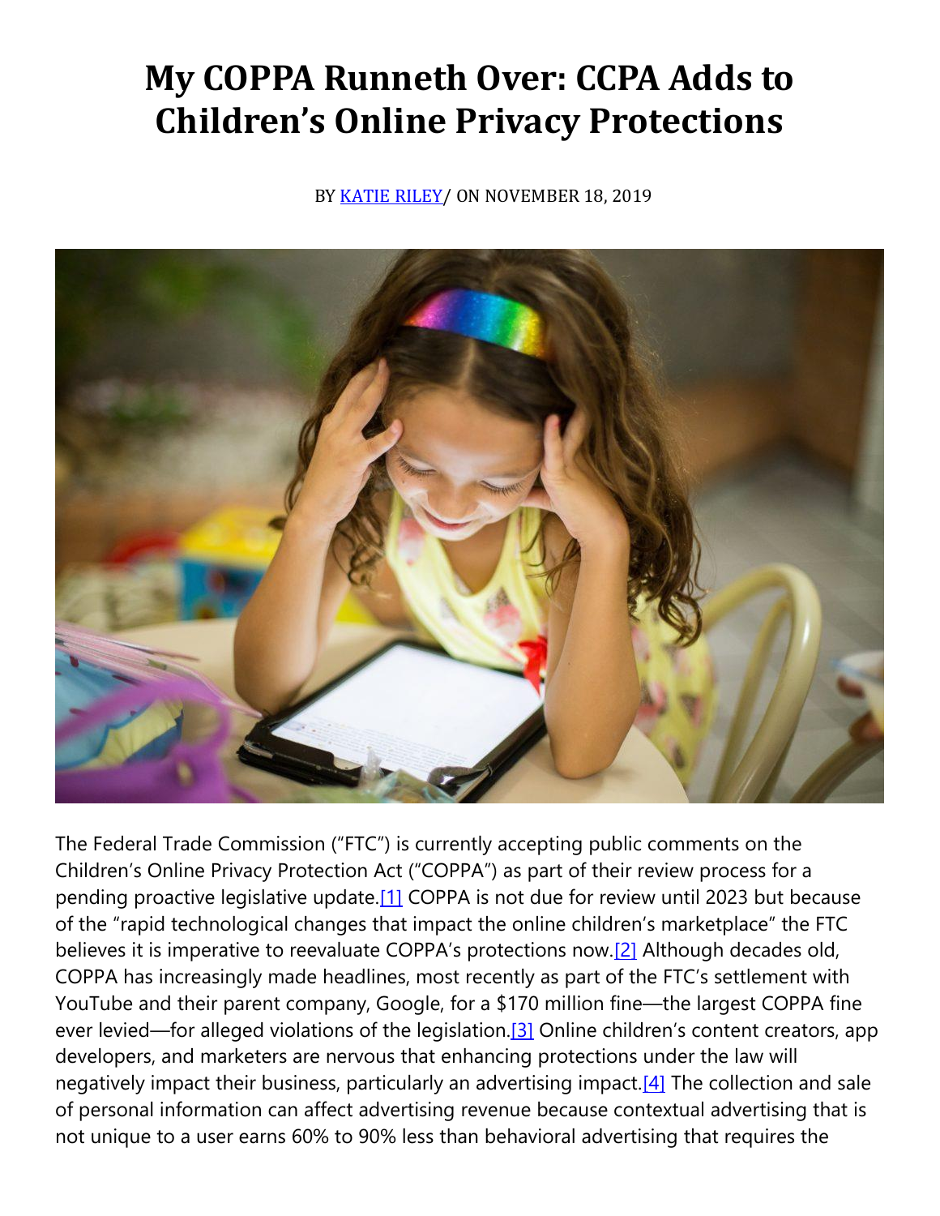# My COPPA Runneth Over: CCPA Adds to Children's Online Privacy Protections

BY KATIE RILEY/ ON NOVEMBER 18, 2019

The Federal Trade Commission ("FTC") is currently accepting public comments on the Children's Online Privacy Protection Act ("COPPA") as part of their review process for a pending proactive legislative update.[1] COPPA is not due for review until 2023 but because of the "rapid technological changes that impact the online children's marketplace" the FTC believes it is imperative to reevaluate COPPA's protections now.[2] Although decades old, COPPA has increasingly made headlines, most recently as part of the FTC's settlement with YouTube and their parent company, Google, for a $170 million fine—the largest COPPA fine ever levied—for alleged violations of the legislation.[3] Online children's content creators, app developers, and marketers are nervous that enhancing protections under the law will negatively impact their business, particularly an advertising impact.[4] The collection and sale of personal information can affect advertising revenue because contextual advertising that is not unique to a user earns 60% to 90% less than behavioral advertising that requires the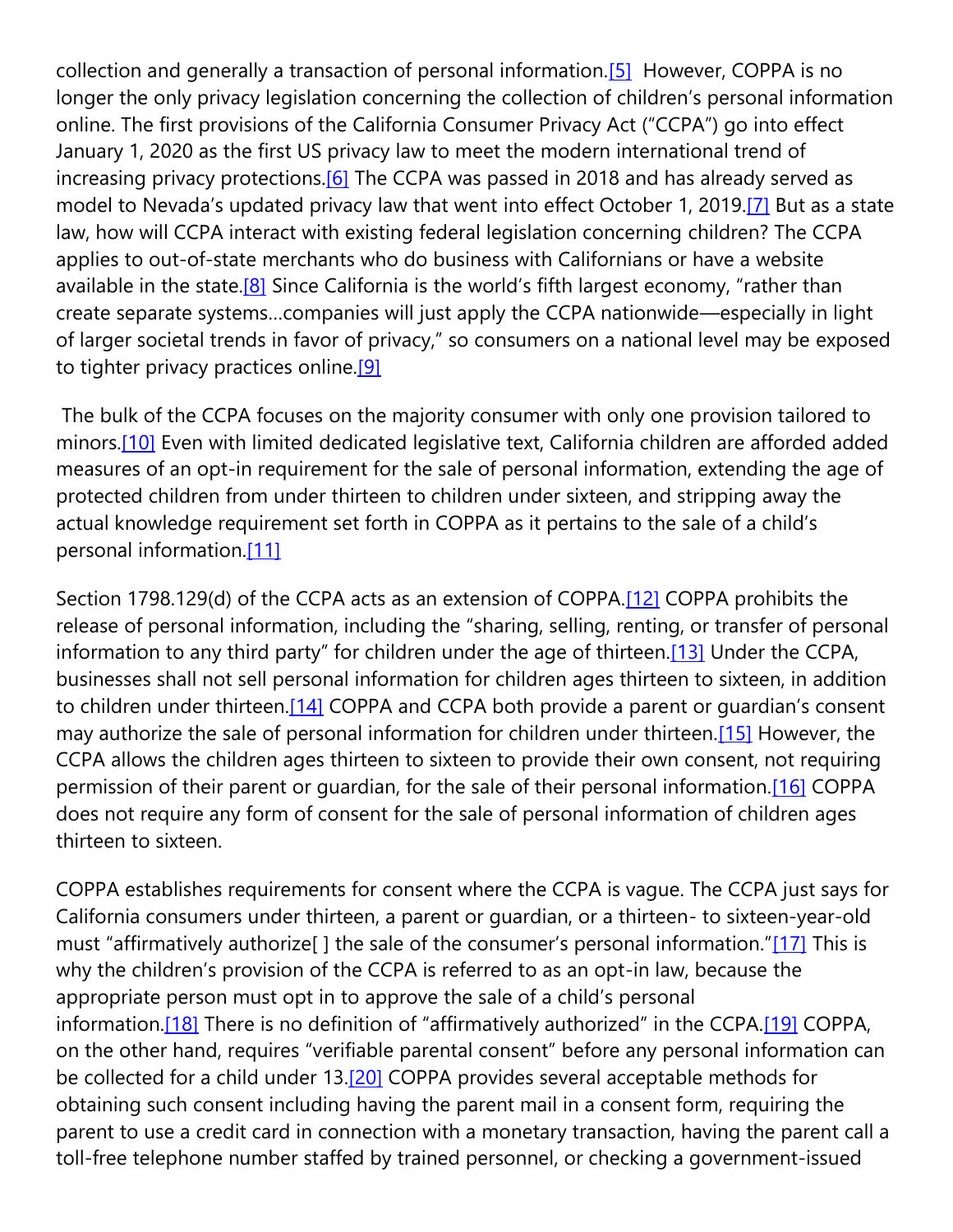collection and generally a transaction of personal information.[5] However, COPPA is no longer the only privacy legislation concerning the collection of children's personal information online. The first provisions of the California Consumer Privacy Act ("CCPA") go into effect January 1, 2020 as the first US privacy law to meet the modern international trend of increasing privacy protections.[6] The CCPA was passed in 2018 and has already served as model to Nevada's updated privacy law that went into effect October 1, 2019.[7] But as a state law, how will CCPA interact with existing federal legislation concerning children? The CCPA applies to out-of-state merchants who do business with Californians or have a website available in the state.[8] Since California is the world's fifth largest economy, "rather than create separate systems…companies will just apply the CCPA nationwide—especially in light of larger societal trends in favor of privacy," so consumers on a national level may be exposed to tighter privacy practices online.[9]

The bulk of the CCPA focuses on the majority consumer with only one provision tailored to minors.[10] Even with limited dedicated legislative text, California children are afforded added measures of an opt-in requirement for the sale of personal information, extending the age of protected children from under thirteen to children under sixteen, and stripping away the actual knowledge requirement set forth in COPPA as it pertains to the sale of a child's personal information.[11]

Section 1798.129(d) of the CCPA acts as an extension of COPPA.[12] COPPA prohibits the release of personal information, including the "sharing, selling, renting, or transfer of personal information to any third party" for children under the age of thirteen.[13] Under the CCPA, businesses shall not sell personal information for children ages thirteen to sixteen, in addition to children under thirteen.[14] COPPA and CCPA both provide a parent or guardian's consent may authorize the sale of personal information for children under thirteen.[15] However, the CCPA allows the children ages thirteen to sixteen to provide their own consent, not requiring permission of their parent or guardian, for the sale of their personal information.[16] COPPA does not require any form of consent for the sale of personal information of children ages thirteen to sixteen.

COPPA establishes requirements for consent where the CCPA is vague. The CCPA just says for California consumers under thirteen, a parent or guardian, or a thirteen- to sixteen-year-old must "affirmatively authorize[ ] the sale of the consumer's personal information."[17] This is why the children's provision of the CCPA is referred to as an opt-in law, because the appropriate person must opt in to approve the sale of a child's personal information.[18] There is no definition of "affirmatively authorized" in the CCPA.[19] COPPA, on the other hand, requires "verifiable parental consent" before any personal information can be collected for a child under 13.[20] COPPA provides several acceptable methods for obtaining such consent including having the parent mail in a consent form, requiring the parent to use a credit card in connection with a monetary transaction, having the parent call a toll-free telephone number staffed by trained personnel, or checking a government-issued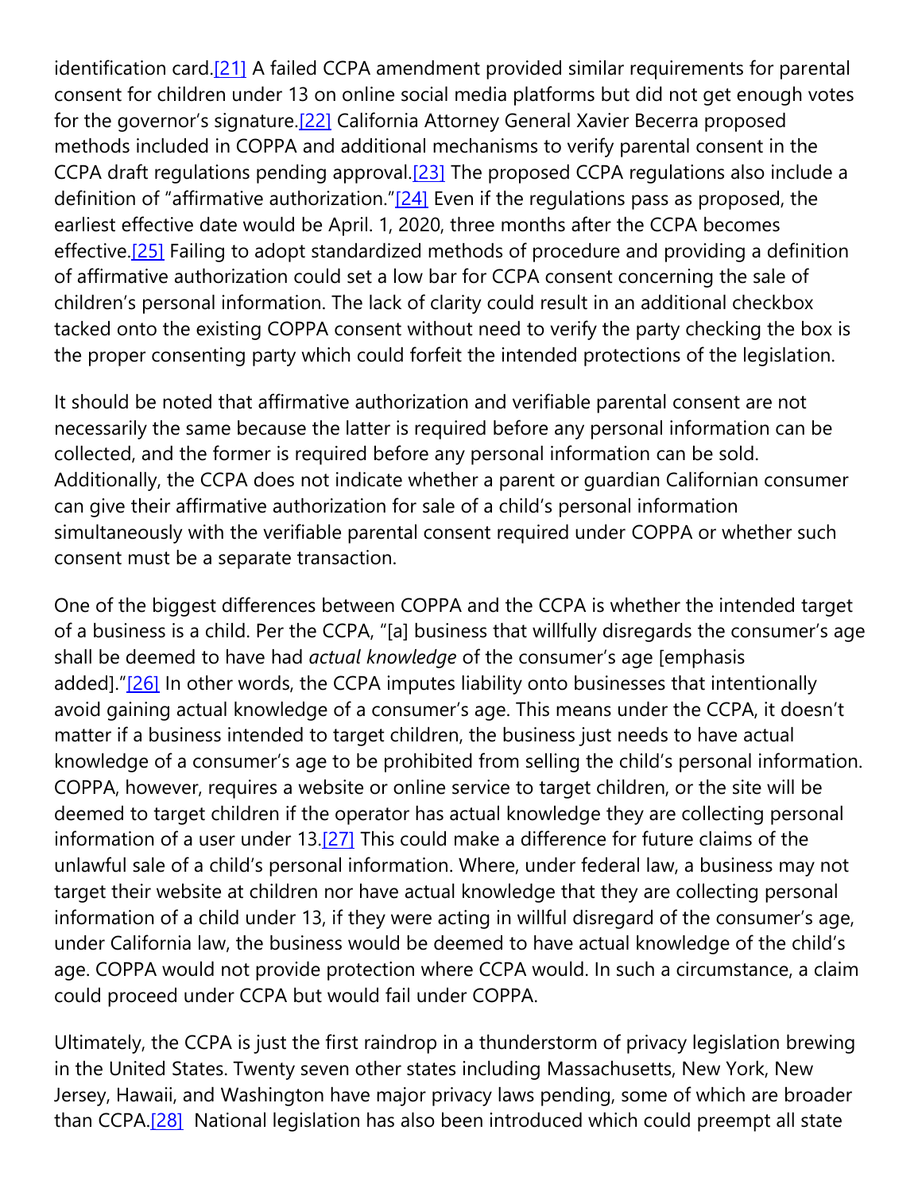identification card.[21] A failed CCPA amendment provided similar requirements for parental consent for children under 13 on online social media platforms but did not get enough votes for the governor's signature.[22] California Attorney General Xavier Becerra proposed methods included in COPPA and additional mechanisms to verify parental consent in the CCPA draft regulations pending approval.[23] The proposed CCPA regulations also include a definition of "affirmative authorization."[24] Even if the regulations pass as proposed, the earliest effective date would be April. 1, 2020, three months after the CCPA becomes effective.[25] Failing to adopt standardized methods of procedure and providing a definition of affirmative authorization could set a low bar for CCPA consent concerning the sale of children's personal information. The lack of clarity could result in an additional checkbox tacked onto the existing COPPA consent without need to verify the party checking the box is the proper consenting party which could forfeit the intended protections of the legislation.

It should be noted that affirmative authorization and verifiable parental consent are not necessarily the same because the latter is required before any personal information can be collected, and the former is required before any personal information can be sold. Additionally, the CCPA does not indicate whether a parent or guardian Californian consumer can give their affirmative authorization for sale of a child's personal information simultaneously with the verifiable parental consent required under COPPA or whether such consent must be a separate transaction.

One of the biggest differences between COPPA and the CCPA is whether the intended target of a business is a child. Per the CCPA, "[a] business that willfully disregards the consumer's age shall be deemed to have had *actual knowledge* of the consumer's age [emphasis added]."[26] In other words, the CCPA imputes liability onto businesses that intentionally avoid gaining actual knowledge of a consumer's age. This means under the CCPA, it doesn't matter if a business intended to target children, the business just needs to have actual knowledge of a consumer's age to be prohibited from selling the child's personal information. COPPA, however, requires a website or online service to target children, or the site will be deemed to target children if the operator has actual knowledge they are collecting personal information of a user under 13.[27] This could make a difference for future claims of the unlawful sale of a child's personal information. Where, under federal law, a business may not target their website at children nor have actual knowledge that they are collecting personal information of a child under 13, if they were acting in willful disregard of the consumer's age, under California law, the business would be deemed to have actual knowledge of the child's age. COPPA would not provide protection where CCPA would. In such a circumstance, a claim could proceed under CCPA but would fail under COPPA.

Ultimately, the CCPA is just the first raindrop in a thunderstorm of privacy legislation brewing in the United States. Twenty seven other states including Massachusetts, New York, New Jersey, Hawaii, and Washington have major privacy laws pending, some of which are broader than CCPA.[28] National legislation has also been introduced which could preempt all state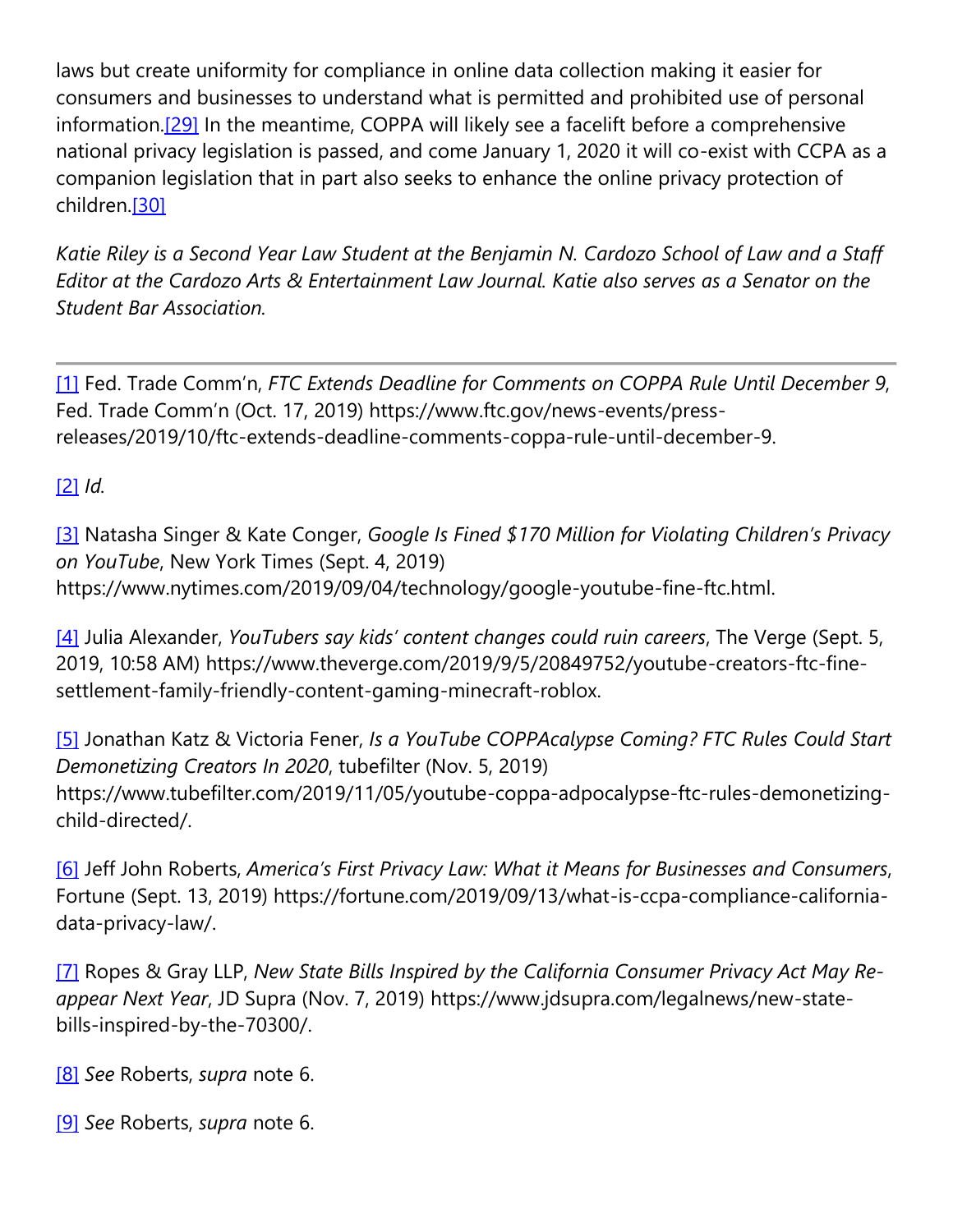laws but create uniformity for compliance in online data collection making it easier for consumers and businesses to understand what is permitted and prohibited use of personal information.[29] In the meantime, COPPA will likely see a facelift before a comprehensive national privacy legislation is passed, and come January 1, 2020 it will co-exist with CCPA as a companion legislation that in part also seeks to enhance the online privacy protection of children.[30]

*Katie Riley is a Second Year Law Student at the Benjamin N. Cardozo School of Law and a Staff Editor at the Cardozo Arts & Entertainment Law Journal. Katie also serves as a Senator on the Student Bar Association.*

---

[1] Fed. Trade Comm'n, *FTC Extends Deadline for Comments on COPPA Rule Until December 9*, Fed. Trade Comm'n (Oct. 17, 2019) https://www.ftc.gov/news-events/press-releases/2019/10/ftc-extends-deadline-comments-coppa-rule-until-december-9.

[2] *Id.*

[3] Natasha Singer & Kate Conger, *Google Is Fined $170 Million for Violating Children's Privacy on YouTube*, New York Times (Sept. 4, 2019) https://www.nytimes.com/2019/09/04/technology/google-youtube-fine-ftc.html.

[4] Julia Alexander, *YouTubers say kids' content changes could ruin careers*, The Verge (Sept. 5, 2019, 10:58 AM) https://www.theverge.com/2019/9/5/20849752/youtube-creators-ftc-fine-settlement-family-friendly-content-gaming-minecraft-roblox.

[5] Jonathan Katz & Victoria Fener, *Is a YouTube COPPAcalypse Coming? FTC Rules Could Start Demonetizing Creators In 2020*, tubefilter (Nov. 5, 2019) https://www.tubefilter.com/2019/11/05/youtube-coppa-adpocalypse-ftc-rules-demonetizing-child-directed/.

[6] Jeff John Roberts, *America's First Privacy Law: What it Means for Businesses and Consumers*, Fortune (Sept. 13, 2019) https://fortune.com/2019/09/13/what-is-ccpa-compliance-california-data-privacy-law/.

[7] Ropes & Gray LLP, *New State Bills Inspired by the California Consumer Privacy Act May Re-appear Next Year*, JD Supra (Nov. 7, 2019) https://www.jdsupra.com/legalnews/new-state-bills-inspired-by-the-70300/.

[8] *See* Roberts, *supra* note 6.

[9] *See* Roberts, *supra* note 6.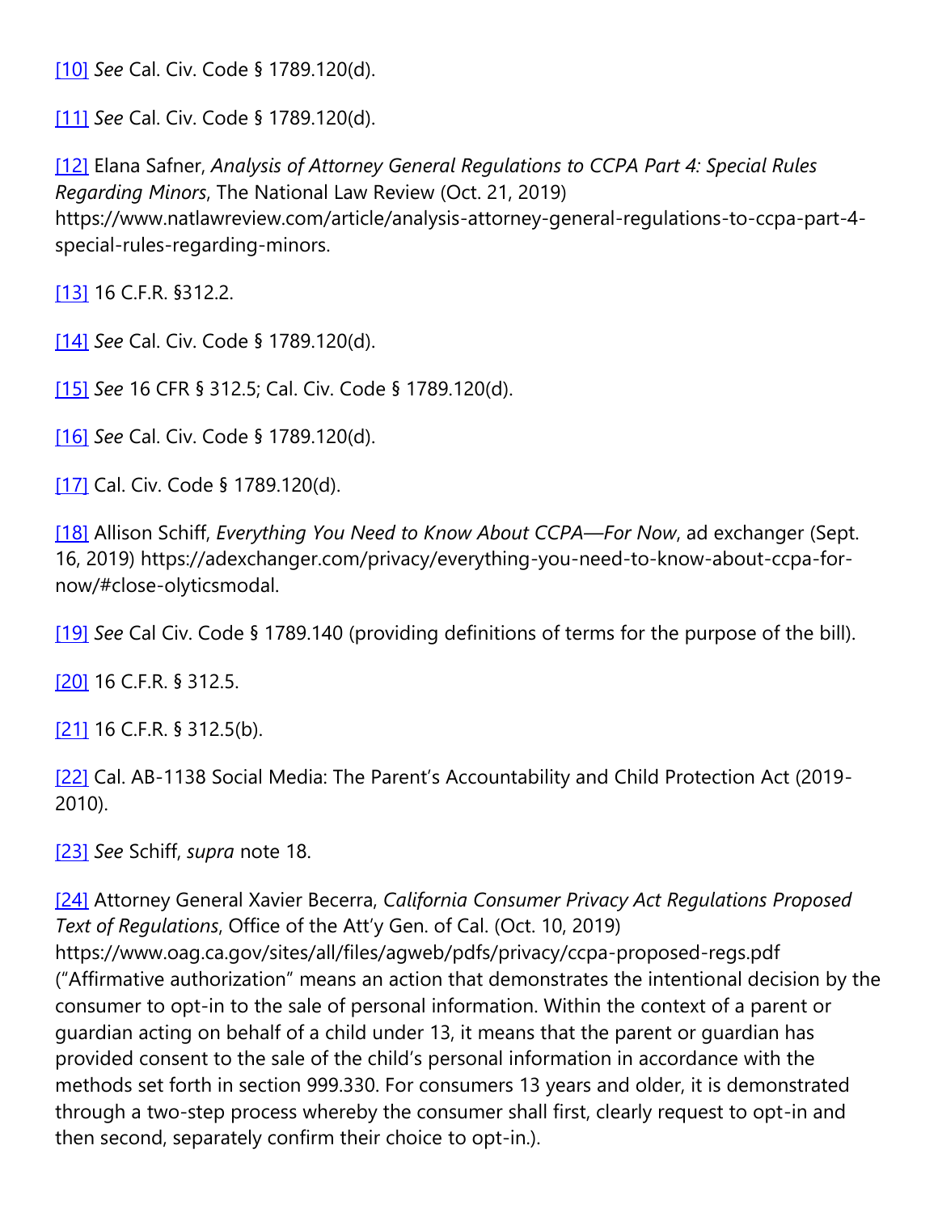[10] *See* Cal. Civ. Code § 1789.120(d).

[11] *See* Cal. Civ. Code § 1789.120(d).

[12] Elana Safner, *Analysis of Attorney General Regulations to CCPA Part 4: Special Rules Regarding Minors*, The National Law Review (Oct. 21, 2019) https://www.natlawreview.com/article/analysis-attorney-general-regulations-to-ccpa-part-4-special-rules-regarding-minors.

[13] 16 C.F.R. §312.2.

[14] *See* Cal. Civ. Code § 1789.120(d).

[15] *See* 16 CFR § 312.5; Cal. Civ. Code § 1789.120(d).

[16] *See* Cal. Civ. Code § 1789.120(d).

[17] Cal. Civ. Code § 1789.120(d).

[18] Allison Schiff, *Everything You Need to Know About CCPA—For Now*, ad exchanger (Sept. 16, 2019) https://adexchanger.com/privacy/everything-you-need-to-know-about-ccpa-for-now/#close-olyticsmodal.

[19] *See* Cal Civ. Code § 1789.140 (providing definitions of terms for the purpose of the bill).

[20] 16 C.F.R. § 312.5.

[21] 16 C.F.R. § 312.5(b).

[22] Cal. AB-1138 Social Media: The Parent's Accountability and Child Protection Act (2019-2010).

[23] *See* Schiff, *supra* note 18.

[24] Attorney General Xavier Becerra, *California Consumer Privacy Act Regulations Proposed Text of Regulations*, Office of the Att'y Gen. of Cal. (Oct. 10, 2019) https://www.oag.ca.gov/sites/all/files/agweb/pdfs/privacy/ccpa-proposed-regs.pdf ("Affirmative authorization" means an action that demonstrates the intentional decision by the consumer to opt-in to the sale of personal information. Within the context of a parent or guardian acting on behalf of a child under 13, it means that the parent or guardian has provided consent to the sale of the child's personal information in accordance with the methods set forth in section 999.330. For consumers 13 years and older, it is demonstrated through a two-step process whereby the consumer shall first, clearly request to opt-in and then second, separately confirm their choice to opt-in.).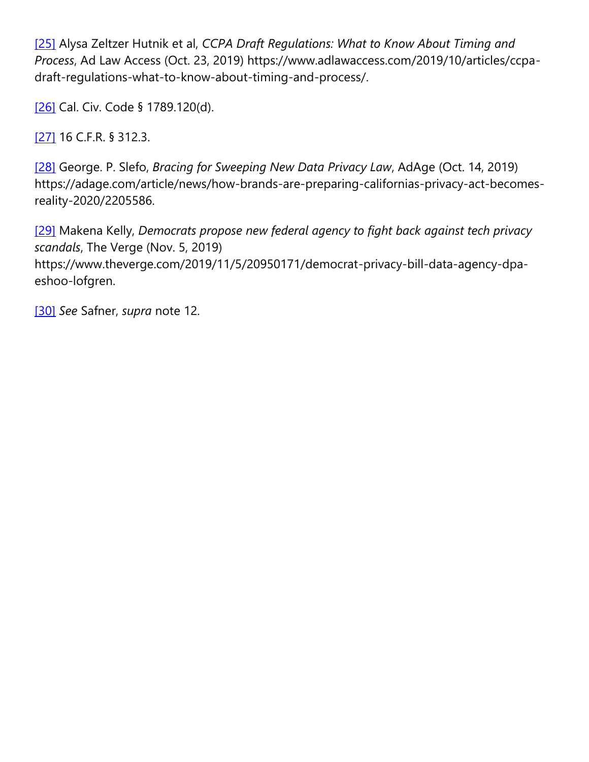[25] Alysa Zeltzer Hutnik et al, *CCPA Draft Regulations: What to Know About Timing and Process*, Ad Law Access (Oct. 23, 2019) https://www.adlawaccess.com/2019/10/articles/ccpa-draft-regulations-what-to-know-about-timing-and-process/.

[26] Cal. Civ. Code § 1789.120(d).

[27] 16 C.F.R. § 312.3.

[28] George. P. Slefo, *Bracing for Sweeping New Data Privacy Law*, AdAge (Oct. 14, 2019) https://adage.com/article/news/how-brands-are-preparing-californias-privacy-act-becomes-reality-2020/2205586.

[29] Makena Kelly, *Democrats propose new federal agency to fight back against tech privacy scandals*, The Verge (Nov. 5, 2019) https://www.theverge.com/2019/11/5/20950171/democrat-privacy-bill-data-agency-dpa-eshoo-lofgren.

[30] *See* Safner, *supra* note 12.